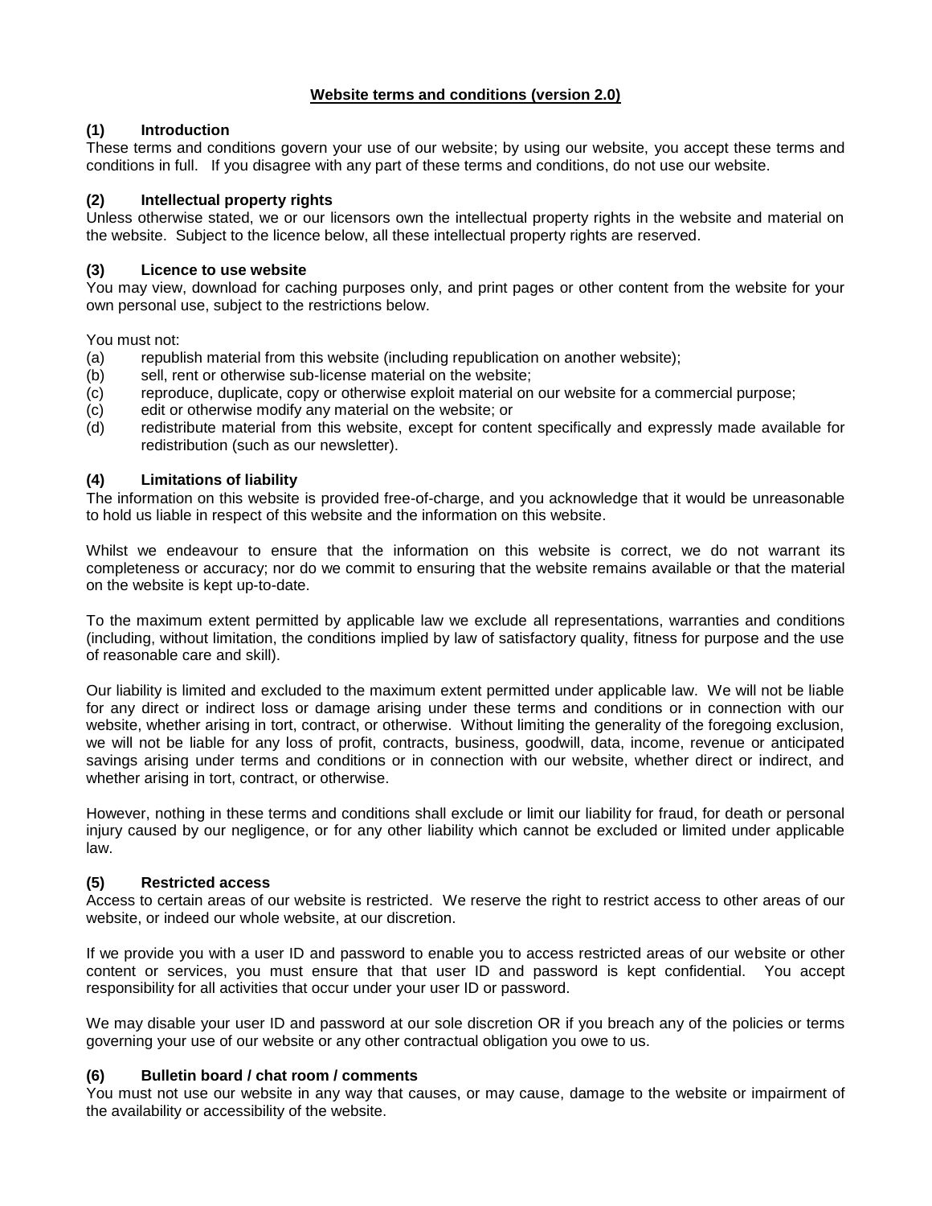# Website terms and conditions (version 2.0)

## (1) Introduction

These terms and conditions govern your use of our website; by using our website, you accept these terms and conditions in full. If you disagree with any part of these terms and conditions, do not use our website.

## (2) Intellectual property rights

Unless otherwise stated, we or our licensors own the intellectual property rights in the website and material on the website. Subject to the licence below, all these intellectual property rights are reserved.

## (3) Licence to use website

You may view, download for caching purposes only, and print pages or other content from the website for your own personal use, subject to the restrictions below.

You must not:

(a) republish material from this website (including republication on another website);
(b) sell, rent or otherwise sub-license material on the website;
(c) reproduce, duplicate, copy or otherwise exploit material on our website for a commercial purpose;
(c) edit or otherwise modify any material on the website; or
(d) redistribute material from this website, except for content specifically and expressly made available for redistribution (such as our newsletter).

## (4) Limitations of liability

The information on this website is provided free-of-charge, and you acknowledge that it would be unreasonable to hold us liable in respect of this website and the information on this website.

Whilst we endeavour to ensure that the information on this website is correct, we do not warrant its completeness or accuracy; nor do we commit to ensuring that the website remains available or that the material on the website is kept up-to-date.

To the maximum extent permitted by applicable law we exclude all representations, warranties and conditions (including, without limitation, the conditions implied by law of satisfactory quality, fitness for purpose and the use of reasonable care and skill).

Our liability is limited and excluded to the maximum extent permitted under applicable law. We will not be liable for any direct or indirect loss or damage arising under these terms and conditions or in connection with our website, whether arising in tort, contract, or otherwise. Without limiting the generality of the foregoing exclusion, we will not be liable for any loss of profit, contracts, business, goodwill, data, income, revenue or anticipated savings arising under terms and conditions or in connection with our website, whether direct or indirect, and whether arising in tort, contract, or otherwise.

However, nothing in these terms and conditions shall exclude or limit our liability for fraud, for death or personal injury caused by our negligence, or for any other liability which cannot be excluded or limited under applicable law.

## (5) Restricted access

Access to certain areas of our website is restricted. We reserve the right to restrict access to other areas of our website, or indeed our whole website, at our discretion.

If we provide you with a user ID and password to enable you to access restricted areas of our website or other content or services, you must ensure that that user ID and password is kept confidential. You accept responsibility for all activities that occur under your user ID or password.

We may disable your user ID and password at our sole discretion OR if you breach any of the policies or terms governing your use of our website or any other contractual obligation you owe to us.

## (6) Bulletin board / chat room / comments

You must not use our website in any way that causes, or may cause, damage to the website or impairment of the availability or accessibility of the website.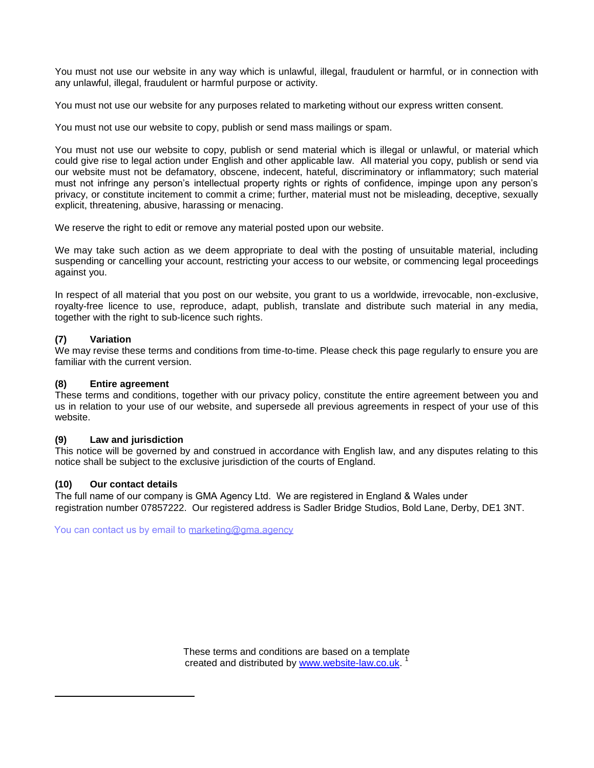You must not use our website in any way which is unlawful, illegal, fraudulent or harmful, or in connection with any unlawful, illegal, fraudulent or harmful purpose or activity.

You must not use our website for any purposes related to marketing without our express written consent.

You must not use our website to copy, publish or send mass mailings or spam.

You must not use our website to copy, publish or send material which is illegal or unlawful, or material which could give rise to legal action under English and other applicable law. All material you copy, publish or send via our website must not be defamatory, obscene, indecent, hateful, discriminatory or inflammatory; such material must not infringe any person's intellectual property rights or rights of confidence, impinge upon any person's privacy, or constitute incitement to commit a crime; further, material must not be misleading, deceptive, sexually explicit, threatening, abusive, harassing or menacing.

We reserve the right to edit or remove any material posted upon our website.

We may take such action as we deem appropriate to deal with the posting of unsuitable material, including suspending or cancelling your account, restricting your access to our website, or commencing legal proceedings against you.

In respect of all material that you post on our website, you grant to us a worldwide, irrevocable, non-exclusive, royalty-free licence to use, reproduce, adapt, publish, translate and distribute such material in any media, together with the right to sub-licence such rights.

**(7) Variation**

We may revise these terms and conditions from time-to-time. Please check this page regularly to ensure you are familiar with the current version.

**(8) Entire agreement**

These terms and conditions, together with our privacy policy, constitute the entire agreement between you and us in relation to your use of our website, and supersede all previous agreements in respect of your use of this website.

**(9) Law and jurisdiction**

This notice will be governed by and construed in accordance with English law, and any disputes relating to this notice shall be subject to the exclusive jurisdiction of the courts of England.

**(10) Our contact details**

The full name of our company is GMA Agency Ltd. We are registered in England & Wales under registration number 07857222. Our registered address is Sadler Bridge Studios, Bold Lane, Derby, DE1 3NT.

You can contact us by email to marketing@gma.agency

These terms and conditions are based on a template created and distributed by www.website-law.co.uk.[1]